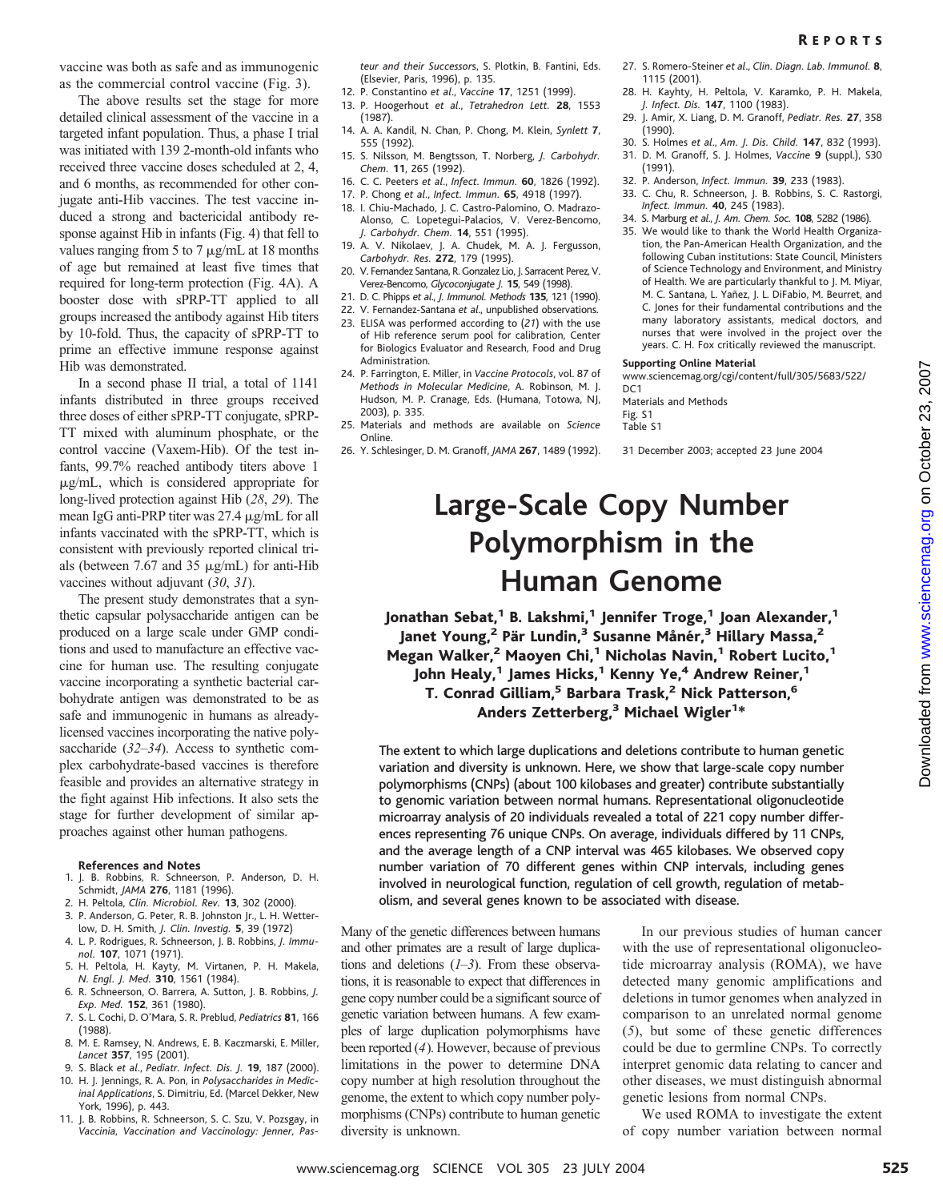vaccine was both as safe and as immunogenic as the commercial control vaccine (Fig. 3).

The above results set the stage for more detailed clinical assessment of the vaccine in a targeted infant population. Thus, a phase I trial was initiated with 139 2-month-old infants who received three vaccine doses scheduled at 2, 4, and 6 months, as recommended for other conjugate anti-Hib vaccines. The test vaccine induced a strong and bactericidal antibody response against Hib in infants (Fig. 4) that fell to values ranging from 5 to 7 μg/mL at 18 months of age but remained at least five times that required for long-term protection (Fig. 4A). A booster dose with sPRP-TT applied to all groups increased the antibody against Hib titers by 10-fold. Thus, the capacity of sPRP-TT to prime an effective immune response against Hib was demonstrated.

In a second phase II trial, a total of 1141 infants distributed in three groups received three doses of either sPRP-TT conjugate, sPRP-TT mixed with aluminum phosphate, or the control vaccine (Vaxem-Hib). Of the test infants, 99.7% reached antibody titers above 1 μg/mL, which is considered appropriate for long-lived protection against Hib (*28*, *29*). The mean IgG anti-PRP titer was 27.4 μg/mL for all infants vaccinated with the sPRP-TT, which is consistent with previously reported clinical trials (between 7.67 and 35 μg/mL) for anti-Hib vaccines without adjuvant (*30*, *31*).

The present study demonstrates that a synthetic capsular polysaccharide antigen can be produced on a large scale under GMP conditions and used to manufacture an effective vaccine for human use. The resulting conjugate vaccine incorporating a synthetic bacterial carbohydrate antigen was demonstrated to be as safe and immunogenic in humans as already-licensed vaccines incorporating the native polysaccharide (*32*–*34*). Access to synthetic complex carbohydrate-based vaccines is therefore feasible and provides an alternative strategy in the fight against Hib infections. It also sets the stage for further development of similar approaches against other human pathogens.

**References and Notes**

1. J. B. Robbins, R. Schneerson, P. Anderson, D. H. Schmidt, *JAMA* **276**, 1181 (1996).
2. H. Peltola, *Clin. Microbiol. Rev.* **13**, 302 (2000).
3. P. Anderson, G. Peter, R. B. Johnston Jr., L. H. Wetterlow, D. H. Smith, *J. Clin. Investig.* **5**, 39 (1972)
4. L. P. Rodrigues, R. Schneerson, J. B. Robbins, *J. Immunol.* **107**, 1071 (1971).
5. H. Peltola, H. Kayty, M. Virtanen, P. H. Makela, *N. Engl. J. Med.* **310**, 1561 (1984).
6. R. Schneerson, O. Barrera, A. Sutton, J. B. Robbins, *J. Exp. Med.* **152**, 361 (1980).
7. S. L. Cochi, D. O'Mara, S. R. Preblud, *Pediatrics* **81**, 166 (1988).
8. M. E. Ramsey, N. Andrews, E. B. Kaczmarski, E. Miller, *Lancet* **357**, 195 (2001).
9. S. Black *et al.*, *Pediatr. Infect. Dis. J.* **19**, 187 (2000).
10. H. J. Jennings, R. A. Pon, in *Polysaccharides in Medicinal Applications*, S. Dimitriu, Ed. (Marcel Dekker, New York, 1996), p. 443.
11. J. B. Robbins, R. Schneerson, S. C. Szu, V. Pozsgay, in *Vaccinia, Vaccination and Vaccinology: Jenner, Pasteur and their Successors*, S. Plotkin, B. Fantini, Eds. (Elsevier, Paris, 1996), p. 135.
12. P. Constantino *et al.*, *Vaccine* **17**, 1251 (1999).
13. P. Hoogerhout *et al.*, *Tetrahedron Lett.* **28**, 1553 (1987).
14. A. A. Kandil, N. Chan, P. Chong, M. Klein, *Synlett* **7**, 555 (1992).
15. S. Nilsson, M. Bengtsson, T. Norberg, *J. Carbohydr. Chem.* **11**, 265 (1992).
16. C. C. Peeters *et al.*, *Infect. Immun.* **60**, 1826 (1992).
17. P. Chong *et al.*, *Infect. Immun.* **65**, 4918 (1997).
18. I. Chiu-Machado, J. C. Castro-Palomino, O. Madrazo-Alonso, C. Lopetegui-Palacios, V. Verez-Bencomo, *J. Carbohydr. Chem.* **14**, 551 (1995).
19. A. V. Nikolaev, J. A. Chudek, M. A. J. Fergusson, *Carbohydr. Res.* **272**, 179 (1995).
20. V. Fernandez Santana, R. Gonzalez Lio, J. Sarracent Perez, V. Verez-Bencomo, *Glycoconjugate J.* **15**, 549 (1998).
21. D. C. Phipps *et al.*, *J. Immunol. Methods* **135**, 121 (1990).
22. V. Fernandez-Santana *et al.*, unpublished observations.
23. ELISA was performed according to (*21*) with the use of Hib reference serum pool for calibration, Center for Biologics Evaluator and Research, Food and Drug Administration.
24. P. Farrington, E. Miller, in *Vaccine Protocols*, vol. 87 of *Methods in Molecular Medicine*, A. Robinson, M. J. Hudson, M. P. Cranage, Eds. (Humana, Totowa, NJ, 2003), p. 335.
25. Materials and methods are available on *Science* Online.
26. Y. Schlesinger, D. M. Granoff, *JAMA* **267**, 1489 (1992).
27. S. Romero-Steiner *et al.*, *Clin. Diagn. Lab. Immunol.* **8**, 1115 (2001).
28. H. Kayhty, H. Peltola, V. Karamko, P. H. Makela, *J. Infect. Dis.* **147**, 1100 (1983).
29. J. Amir, X. Liang, D. M. Granoff, *Pediatr. Res.* **27**, 358 (1990).
30. S. Holmes *et al.*, *Am. J. Dis. Child.* **147**, 832 (1993).
31. D. M. Granoff, S. J. Holmes, *Vaccine* **9** (suppl.), S30 (1991).
32. P. Anderson, *Infect. Immun.* **39**, 233 (1983).
33. C. Chu, R. Schneerson, J. B. Robbins, S. C. Rastorgi, *Infect. Immun.* **40**, 245 (1983).
34. S. Marburg *et al.*, *J. Am. Chem. Soc.* **108**, 5282 (1986).
35. We would like to thank the World Health Organization, the Pan-American Health Organization, and the following Cuban institutions: State Council, Ministers of Science Technology and Environment, and Ministry of Health. We are particularly thankful to J. M. Miyar, M. C. Santana, L. Yañez, J. L. DiFabio, M. Beurret, and C. Jones for their fundamental contributions and the many laboratory assistants, medical doctors, and nurses that were involved in the project over the years. C. H. Fox critically reviewed the manuscript.

**Supporting Online Material**

www.sciencemag.org/cgi/content/full/305/5683/522/DC1
Materials and Methods
Fig. S1
Table S1

31 December 2003; accepted 23 June 2004

# Large-Scale Copy Number Polymorphism in the Human Genome

**Jonathan Sebat,[1] B. Lakshmi,[1] Jennifer Troge,[1] Joan Alexander,[1] Janet Young,[2] Pär Lundin,[3] Susanne Månér,[3] Hillary Massa,[2] Megan Walker,[2] Maoyen Chi,[1] Nicholas Navin,[1] Robert Lucito,[1] John Healy,[1] James Hicks,[1] Kenny Ye,[4] Andrew Reiner,[1] T. Conrad Gilliam,[5] Barbara Trask,[2] Nick Patterson,[6] Anders Zetterberg,[3] Michael Wigler[1]***

The extent to which large duplications and deletions contribute to human genetic variation and diversity is unknown. Here, we show that large-scale copy number polymorphisms (CNPs) (about 100 kilobases and greater) contribute substantially to genomic variation between normal humans. Representational oligonucleotide microarray analysis of 20 individuals revealed a total of 221 copy number differences representing 76 unique CNPs. On average, individuals differed by 11 CNPs, and the average length of a CNP interval was 465 kilobases. We observed copy number variation of 70 different genes within CNP intervals, including genes involved in neurological function, regulation of cell growth, regulation of metabolism, and several genes known to be associated with disease.

Many of the genetic differences between humans and other primates are a result of large duplications and deletions (*1*–*3*). From these observations, it is reasonable to expect that differences in gene copy number could be a significant source of genetic variation between humans. A few examples of large duplication polymorphisms have been reported (*4*). However, because of previous limitations in the power to determine DNA copy number at high resolution throughout the genome, the extent to which copy number polymorphisms (CNPs) contribute to human genetic diversity is unknown.

In our previous studies of human cancer with the use of representational oligonucleotide microarray analysis (ROMA), we have detected many genomic amplifications and deletions in tumor genomes when analyzed in comparison to an unrelated normal genome (*5*), but some of these genetic differences could be due to germline CNPs. To correctly interpret genomic data relating to cancer and other diseases, we must distinguish abnormal genetic lesions from normal CNPs.

We used ROMA to investigate the extent of copy number variation between normal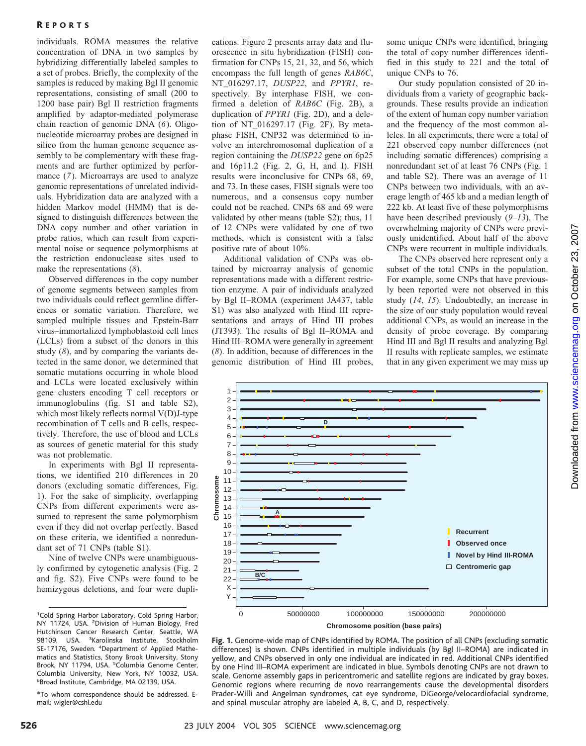individuals. ROMA measures the relative concentration of DNA in two samples by hybridizing differentially labeled samples to a set of probes. Briefly, the complexity of the samples is reduced by making Bgl II genomic representations, consisting of small (200 to 1200 base pair) Bgl II restriction fragments amplified by adaptor-mediated polymerase chain reaction of genomic DNA (*6*). Oligonucleotide microarray probes are designed in silico from the human genome sequence assembly to be complementary with these fragments and are further optimized by performance (*7*). Microarrays are used to analyze genomic representations of unrelated individuals. Hybridization data are analyzed with a hidden Markov model (HMM) that is designed to distinguish differences between the DNA copy number and other variation in probe ratios, which can result from experimental noise or sequence polymorphisms at the restriction endonuclease sites used to make the representations (*8*).

Observed differences in the copy number of genome segments between samples from two individuals could reflect germline differences or somatic variation. Therefore, we sampled multiple tissues and Epstein-Barr virus–immortalized lymphoblastoid cell lines (LCLs) from a subset of the donors in this study (*8*), and by comparing the variants detected in the same donor, we determined that somatic mutations occurring in whole blood and LCLs were located exclusively within gene clusters encoding T cell receptors or immunoglobulins (fig. S1 and table S2), which most likely reflects normal V(D)J-type recombination of T cells and B cells, respectively. Therefore, the use of blood and LCLs as sources of genetic material for this study was not problematic.

In experiments with Bgl II representations, we identified 210 differences in 20 donors (excluding somatic differences, Fig. 1). For the sake of simplicity, overlapping CNPs from different experiments were assumed to represent the same polymorphism even if they did not overlap perfectly. Based on these criteria, we identified a nonredundant set of 71 CNPs (table S1).

Nine of twelve CNPs were unambiguously confirmed by cytogenetic analysis (Fig. 2 and fig. S2). Five CNPs were found to be hemizygous deletions, and four were duplications. Figure 2 presents array data and fluorescence in situ hybridization (FISH) confirmation for CNPs 15, 21, 32, and 56, which encompass the full length of genes *RAB6C*, NT_016297.17, *DUSP22*, and *PPYR1*, respectively. By interphase FISH, we confirmed a deletion of *RAB6C* (Fig. 2B), a duplication of *PPYR1* (Fig. 2D), and a deletion of NT_016297.17 (Fig. 2F). By metaphase FISH, CNP32 was determined to involve an interchromosomal duplication of a region containing the *DUSP22* gene on 6p25 and 16p11.2 (Fig. 2, G, H, and I). FISH results were inconclusive for CNPs 68, 69, and 73. In these cases, FISH signals were too numerous, and a consensus copy number could not be reached. CNPs 68 and 69 were validated by other means (table S2); thus, 11 of 12 CNPs were validated by one of two methods, which is consistent with a false positive rate of about 10%.

Additional validation of CNPs was obtained by microarray analysis of genomic representations made with a different restriction enzyme. A pair of individuals analyzed by Bgl II–ROMA (experiment JA437, table S1) was also analyzed with Hind III representations and arrays of Hind III probes (JT393). The results of Bgl II–ROMA and Hind III–ROMA were generally in agreement (*8*). In addition, because of differences in the genomic distribution of Hind III probes, some unique CNPs were identified, bringing the total of copy number differences identified in this study to 221 and the total of unique CNPs to 76.

Our study population consisted of 20 individuals from a variety of geographic backgrounds. These results provide an indication of the extent of human copy number variation and the frequency of the most common alleles. In all experiments, there were a total of 221 observed copy number differences (not including somatic differences) comprising a nonredundant set of at least 76 CNPs (Fig. 1 and table S2). There was an average of 11 CNPs between two individuals, with an average length of 465 kb and a median length of 222 kb. At least five of these polymorphisms have been described previously (*9*–*13*). The overwhelming majority of CNPs were previously unidentified. About half of the above CNPs were recurrent in multiple individuals.

The CNPs observed here represent only a subset of the total CNPs in the population. For example, some CNPs that have previously been reported were not observed in this study (*14*, *15*). Undoubtedly, an increase in the size of our study population would reveal additional CNPs, as would an increase in the density of probe coverage. By comparing Hind III and Bgl II results and analyzing Bgl II results with replicate samples, we estimate that in any given experiment we may miss up

**Fig. 1.** Genome-wide map of CNPs identified by ROMA. The position of all CNPs (excluding somatic differences) is shown. CNPs identified in multiple individuals (by Bgl II–ROMA) are indicated in yellow, and CNPs observed in only one individual are indicated in red. Additional CNPs identified by one Hind III–ROMA experiment are indicated in blue. Symbols denoting CNPs are not drawn to scale. Genome assembly gaps in pericentromeric and satellite regions are indicated by gray boxes. Genomic regions where recurring de novo rearrangements cause the developmental disorders Prader-Willi and Angelman syndromes, cat eye syndrome, DiGeorge/velocardiofacial syndrome, and spinal muscular atrophy are labeled A, B, C, and D, respectively.

[1]Cold Spring Harbor Laboratory, Cold Spring Harbor, NY 11724, USA. [2]Division of Human Biology, Fred Hutchinson Cancer Research Center, Seattle, WA 98109, USA. [3]Karolinska Institute, Stockholm SE-17176, Sweden. [4]Department of Applied Mathematics and Statistics, Stony Brook University, Stony Brook, NY 11794, USA. [5]Columbia Genome Center, Columbia University, New York, NY 10032, USA. [6]Broad Institute, Cambridge, MA 02139, USA.

*To whom correspondence should be addressed. E-mail: wigler@cshl.edu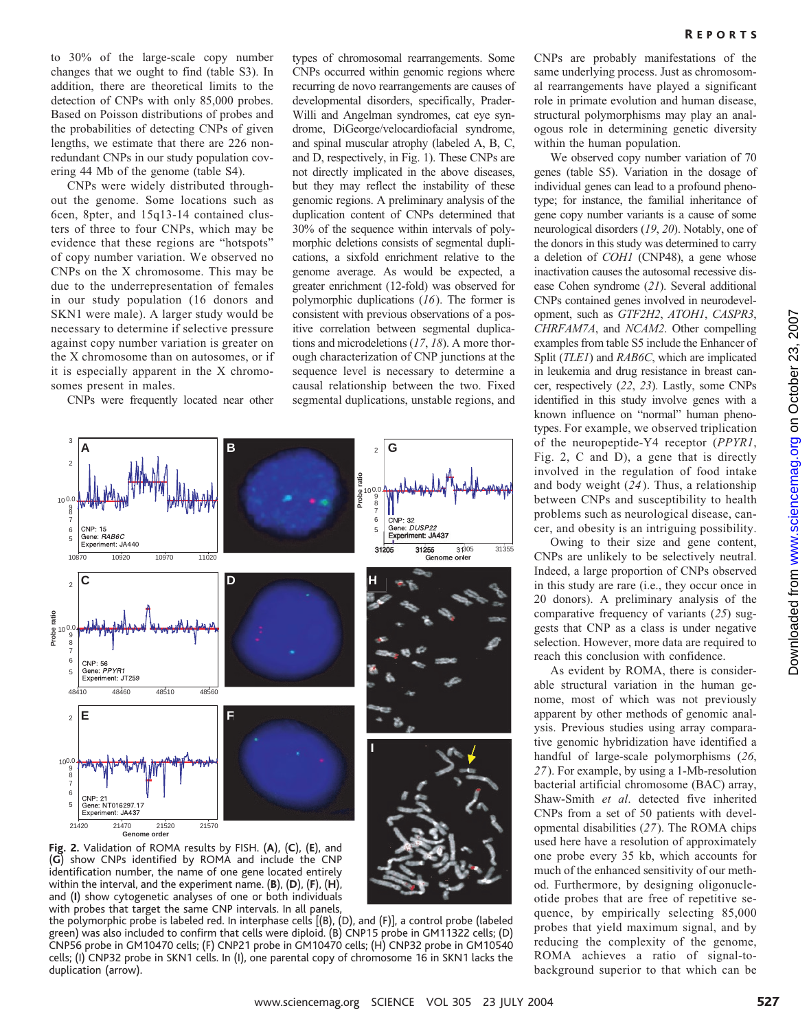to 30% of the large-scale copy number changes that we ought to find (table S3). In addition, there are theoretical limits to the detection of CNPs with only 85,000 probes. Based on Poisson distributions of probes and the probabilities of detecting CNPs of given lengths, we estimate that there are 226 nonredundant CNPs in our study population covering 44 Mb of the genome (table S4).

CNPs were widely distributed throughout the genome. Some locations such as 6cen, 8pter, and 15q13-14 contained clusters of three to four CNPs, which may be evidence that these regions are "hotspots" of copy number variation. We observed no CNPs on the X chromosome. This may be due to the underrepresentation of females in our study population (16 donors and SKN1 were male). A larger study would be necessary to determine if selective pressure against copy number variation is greater on the X chromosome than on autosomes, or if it is especially apparent in the X chromosomes present in males.

CNPs were frequently located near other types of chromosomal rearrangements. Some CNPs occurred within genomic regions where recurring de novo rearrangements are causes of developmental disorders, specifically, Prader-Willi and Angelman syndromes, cat eye syndrome, DiGeorge/velocardiofacial syndrome, and spinal muscular atrophy (labeled A, B, C, and D, respectively, in Fig. 1). These CNPs are not directly implicated in the above diseases, but they may reflect the instability of these genomic regions. A preliminary analysis of the duplication content of CNPs determined that 30% of the sequence within intervals of polymorphic deletions consists of segmental duplications, a sixfold enrichment relative to the genome average. As would be expected, a greater enrichment (12-fold) was observed for polymorphic duplications (*16*). The former is consistent with previous observations of a positive correlation between segmental duplications and microdeletions (*17*, *18*). A more thorough characterization of CNP junctions at the sequence level is necessary to determine a causal relationship between the two. Fixed segmental duplications, unstable regions, and CNPs are probably manifestations of the same underlying process. Just as chromosomal rearrangements have played a significant role in primate evolution and human disease, structural polymorphisms may play an analogous role in determining genetic diversity within the human population.

We observed copy number variation of 70 genes (table S5). Variation in the dosage of individual genes can lead to a profound phenotype; for instance, the familial inheritance of gene copy number variants is a cause of some neurological disorders (*19*, *20*). Notably, one of the donors in this study was determined to carry a deletion of *COH1* (CNP48), a gene whose inactivation causes the autosomal recessive disease Cohen syndrome (*21*). Several additional CNPs contained genes involved in neurodevelopment, such as *GTF2H2*, *ATOH1*, *CASPR3*, *CHRFAM7A*, and *NCAM2*. Other compelling examples from table S5 include the Enhancer of Split (*TLE1*) and *RAB6C*, which are implicated in leukemia and drug resistance in breast cancer, respectively (*22*, *23*). Lastly, some CNPs identified in this study involve genes with a known influence on "normal" human phenotypes. For example, we observed triplication of the neuropeptide-Y4 receptor (*PPYR1*, Fig. 2, C and D), a gene that is directly involved in the regulation of food intake and body weight (*24*). Thus, a relationship between CNPs and susceptibility to health problems such as neurological disease, cancer, and obesity is an intriguing possibility.

Owing to their size and gene content, CNPs are unlikely to be selectively neutral. Indeed, a large proportion of CNPs observed in this study are rare (i.e., they occur once in 20 donors). A preliminary analysis of the comparative frequency of variants (*25*) suggests that CNP as a class is under negative selection. However, more data are required to reach this conclusion with confidence.

As evident by ROMA, there is considerable structural variation in the human genome, most of which was not previously apparent by other methods of genomic analysis. Previous studies using array comparative genomic hybridization have identified a handful of large-scale polymorphisms (*26*, *27*). For example, by using a 1-Mb-resolution bacterial artificial chromosome (BAC) array, Shaw-Smith *et al.* detected five inherited CNPs from a set of 50 patients with developmental disabilities (*27*). The ROMA chips used here have a resolution of approximately one probe every 35 kb, which accounts for much of the enhanced sensitivity of our method. Furthermore, by designing oligonucleotide probes that are free of repetitive sequence, by empirically selecting 85,000 probes that yield maximum signal, and by reducing the complexity of the genome, ROMA achieves a ratio of signal-to-background superior to that which can be

**Fig. 2.** Validation of ROMA results by FISH. (**A**), (**C**), (**E**), and (**G**) show CNPs identified by ROMA and include the CNP identification number, the name of one gene located entirely within the interval, and the experiment name. (**B**), (**D**), (**F**), (**H**), and (**I**) show cytogenetic analyses of one or both individuals with probes that target the same CNP intervals. In all panels, the polymorphic probe is labeled red. In interphase cells [(B), (D), and (F)], a control probe (labeled green) was also included to confirm that cells were diploid. (B) CNP15 probe in GM11322 cells; (D) CNP56 probe in GM10470 cells; (F) CNP21 probe in GM10470 cells; (H) CNP32 probe in GM10540 cells; (I) CNP32 probe in SKN1 cells. In (I), one parental copy of chromosome 16 in SKN1 lacks the duplication (arrow).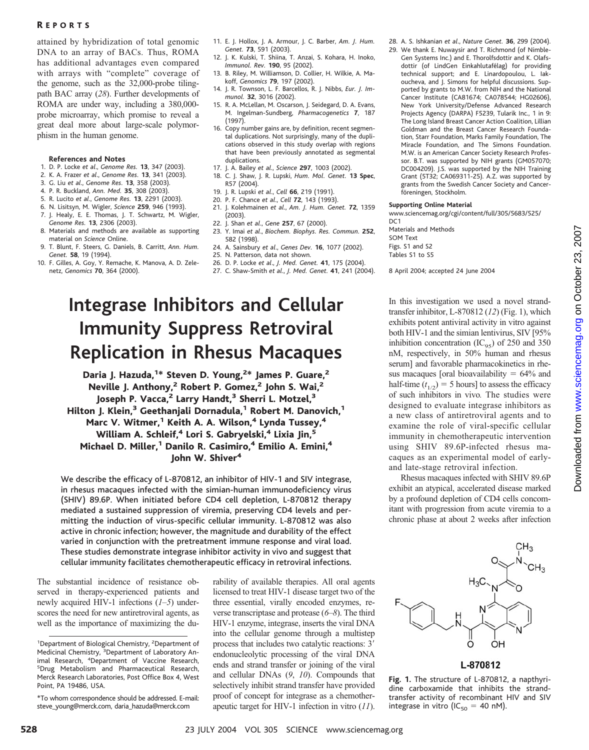attained by hybridization of total genomic DNA to an array of BACs. Thus, ROMA has additional advantages even compared with arrays with "complete" coverage of the genome, such as the 32,000-probe tiling-path BAC array (*28*). Further developments of ROMA are under way, including a 380,000-probe microarray, which promise to reveal a great deal more about large-scale polymorphism in the human genome.

### References and Notes

1. D. P. Locke *et al*., *Genome Res*. **13**, 347 (2003).
2. K. A. Frazer *et al*., *Genome Res*. **13**, 341 (2003).
3. G. Liu *et al*., *Genome Res*. **13**, 358 (2003).
4. P. R. Buckland, *Ann. Med*. **35**, 308 (2003).
5. R. Lucito *et al*., *Genome Res*. **13**, 2291 (2003).
6. N. Lisitsyn, M. Wigler, *Science* **259**, 946 (1993).
7. J. Healy, E. E. Thomas, J. T. Schwartz, M. Wigler, *Genome Res*. **13**, 2306 (2003).
8. Materials and methods are available as supporting material on *Science* Online.
9. T. Blunt, F. Steers, G. Daniels, B. Carritt, *Ann. Hum. Genet*. **58**, 19 (1994).
10. F. Gilles, A. Goy, Y. Remache, K. Manova, A. D. Zelenetz, *Genomics* **70**, 364 (2000).
11. E. J. Hollox, J. A. Armour, J. C. Barber, *Am. J. Hum. Genet*. **73**, 591 (2003).
12. J. K. Kulski, T. Shiina, T. Anzai, S. Kohara, H. Inoko, *Immunol. Rev*. **190**, 95 (2002).
13. B. Riley, M. Williamson, D. Collier, H. Wilkie, A. Makoff, *Genomics* **79**, 197 (2002).
14. J. R. Townson, L. F. Barcellos, R. J. Nibbs, *Eur. J. Immunol*. **32**, 3016 (2002).
15. R. A. McLellan, M. Oscarson, J. Seidegard, D. A. Evans, M. Ingelman-Sundberg, *Pharmacogenetics* **7**, 187 (1997).
16. Copy number gains are, by definition, recent segmental duplications. Not surprisingly, many of the duplications observed in this study overlap with regions that have been previously annotated as segmental duplications.
17. J. A. Bailey *et al*., *Science* **297**, 1003 (2002).
18. C. J. Shaw, J. R. Lupski, *Hum. Mol. Genet*. **13 Spec**, R57 (2004).
19. J. R. Lupski *et al*., *Cell* **66**, 219 (1991).
20. P. F. Chance *et al*., *Cell* **72**, 143 (1993).
21. J. Kolehmainen *et al*., *Am. J. Hum. Genet*. **72**, 1359 (2003).
22. J. Shan *et al*., *Gene* **257**, 67 (2000).
23. Y. Imai *et al*., *Biochem. Biophys. Res. Commun*. **252**, 582 (1998).
24. A. Sainsbury *et al*., *Genes Dev*. **16**, 1077 (2002).
25. N. Patterson, data not shown.
26. D. P. Locke *et al*., *J. Med. Genet*. **41**, 175 (2004).
27. C. Shaw-Smith *et al*., *J. Med. Genet*. **41**, 241 (2004).
28. A. S. Ishkanian *et al*., *Nature Genet*. **36**, 299 (2004).
29. We thank E. Nuwaysir and T. Richmond (of NimbleGen Systems Inc.) and E. Thorolfsdottir and K. Olafsdottir (of LindGen Einkahlutafélag) for providing technical support; and E. Linardopoulou, L. Iakoucheva, and J. Simons for helpful discussions. Supported by grants to M.W. from NIH and the National Cancer Institute (CA81674; CA078544; HG02606), New York University/Defense Advanced Research Projects Agency (DARPA) F5239, Tularik Inc., 1 in 9: The Long Island Breast Cancer Action Coalition, Lillian Goldman and the Breast Cancer Research Foundation, Starr Foundation, Marks Family Foundation, The Miracle Foundation, and The Simons Foundation. M.W. is an American Cancer Society Research Professor. B.T. was supported by NIH grants (GM057070; DC004209). J.S. was supported by the NIH Training Grant (5T32; CA069311-25). A.Z. was supported by grants from the Swedish Cancer Society and Cancerföreningen, Stockholm.

**Supporting Online Material**
www.sciencemag.org/cgi/content/full/305/5683/525/DC1
Materials and Methods
SOM Text
Figs. S1 and S2
Tables S1 to S5

8 April 2004; accepted 24 June 2004

# Integrase Inhibitors and Cellular Immunity Suppress Retroviral Replication in Rhesus Macaques

**Daria J. Hazuda,[1]* Steven D. Young,[2]* James P. Guare,[2] Neville J. Anthony,[2] Robert P. Gomez,[2] John S. Wai,[2] Joseph P. Vacca,[2] Larry Handt,[3] Sherri L. Motzel,[3] Hilton J. Klein,[3] Geethanjali Dornadula,[1] Robert M. Danovich,[1] Marc V. Witmer,[1] Keith A. A. Wilson,[4] Lynda Tussey,[4] William A. Schleif,[4] Lori S. Gabryelski,[4] Lixia Jin,[5] Michael D. Miller,[1] Danilo R. Casimiro,[4] Emilio A. Emini,[4] John W. Shiver[4]**

**We describe the efficacy of L-870812, an inhibitor of HIV-1 and SIV integrase, in rhesus macaques infected with the simian-human immunodeficiency virus (SHIV) 89.6P. When initiated before CD4 cell depletion, L-870812 therapy mediated a sustained suppression of viremia, preserving CD4 levels and permitting the induction of virus-specific cellular immunity. L-870812 was also active in chronic infection; however, the magnitude and durability of the effect varied in conjunction with the pretreatment immune response and viral load. These studies demonstrate integrase inhibitor activity in vivo and suggest that cellular immunity facilitates chemotherapeutic efficacy in retroviral infections.**

The substantial incidence of resistance observed in therapy-experienced patients and newly acquired HIV-1 infections (*1–5*) underscores the need for new antiretroviral agents, as well as the importance of maximizing the durability of available therapies. All oral agents licensed to treat HIV-1 disease target two of the three essential, virally encoded enzymes, reverse transcriptase and protease (*6–8*). The third HIV-1 enzyme, integrase, inserts the viral DNA into the cellular genome through a multistep process that includes two catalytic reactions: 3′ endonucleolytic processing of the viral DNA ends and strand transfer or joining of the viral and cellular DNAs (*9*, *10*). Compounds that selectively inhibit strand transfer have provided proof of concept for integrase as a chemotherapeutic target for HIV-1 infection in vitro (*11*). In this investigation we used a novel strand-transfer inhibitor, L-870812 (*12*) (Fig. 1), which exhibits potent antiviral activity in vitro against both HIV-1 and the simian lentivirus, SIV [95% inhibition concentration ($IC_{95}$) of 250 and 350 nM, respectively, in 50% human and rhesus serum] and favorable pharmacokinetics in rhesus macaques [oral bioavailability = 64% and half-time ($t_{1/2}$) = 5 hours] to assess the efficacy of such inhibitors in vivo. The studies were designed to evaluate integrase inhibitors as a new class of antiretroviral agents and to examine the role of viral-specific cellular immunity in chemotherapeutic intervention using SHIV 89.6P-infected rhesus macaques as an experimental model of early- and late-stage retroviral infection.

Rhesus macaques infected with SHIV 89.6P exhibit an atypical, accelerated disease marked by a profound depletion of CD4 cells concomitant with progression from acute viremia to a chronic phase at about 2 weeks after infection

L-870812

**Fig. 1.** The structure of L-870812, a napthyridine carboxamide that inhibits the strand-transfer activity of recombinant HIV and SIV integrase in vitro ($IC_{50}$ = 40 nM).

[1]Department of Biological Chemistry, [2]Department of Medicinal Chemistry, [3]Department of Laboratory Animal Research, [4]Department of Vaccine Research, [5]Drug Metabolism and Pharmaceutical Research, Merck Research Laboratories, Post Office Box 4, West Point, PA 19486, USA.

*To whom correspondence should be addressed. E-mail: steve_young@merck.com, daria_hazuda@merck.com